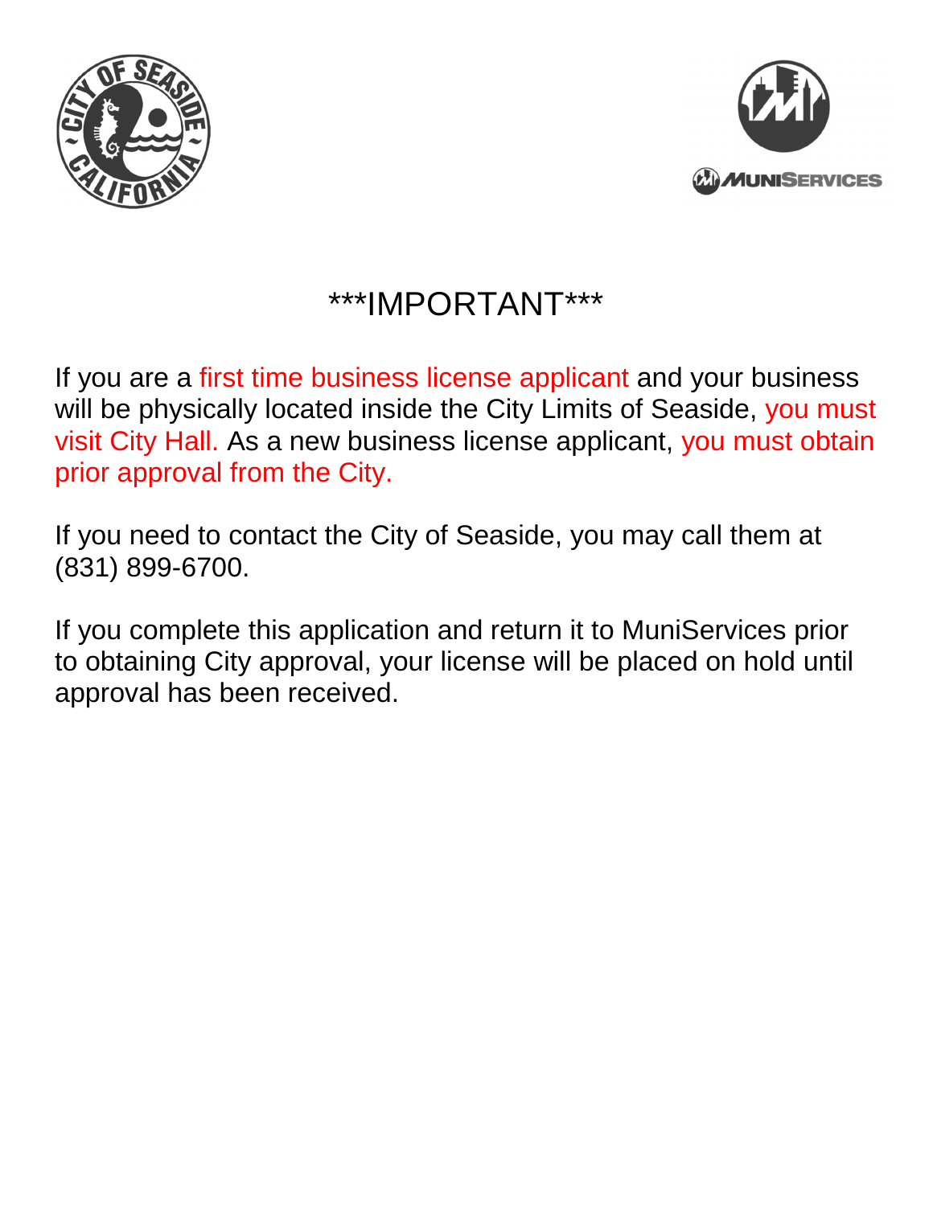# \*\*\*IMPORTANT\*\*\*

If you are a first time business license applicant and your business will be physically located inside the City Limits of Seaside, you must visit City Hall. As a new business license applicant, you must obtain prior approval from the City.

If you need to contact the City of Seaside, you may call them at (831) 899-6700.

If you complete this application and return it to MuniServices prior to obtaining City approval, your license will be placed on hold until approval has been received.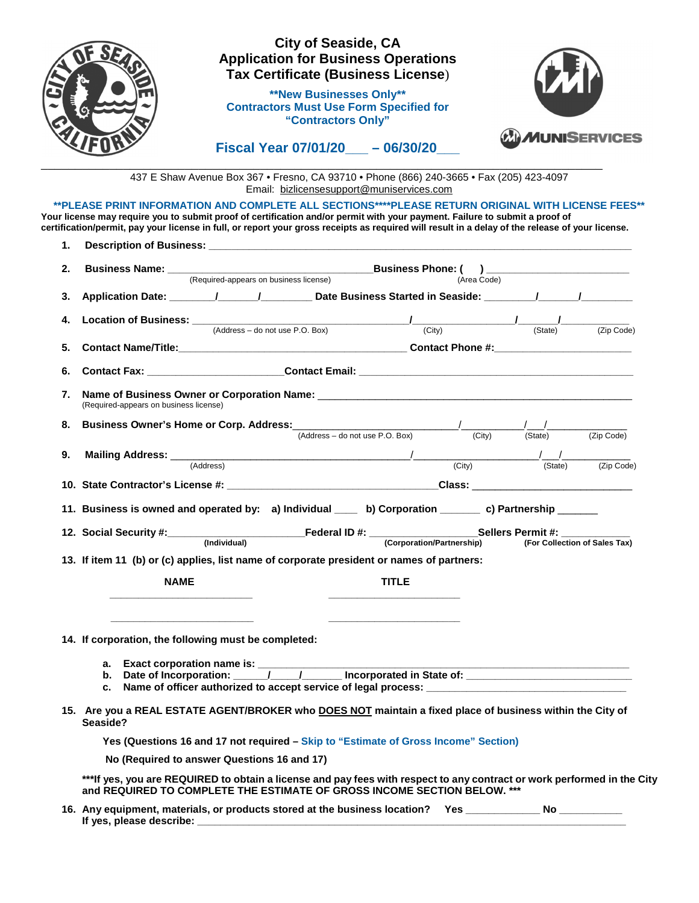# City of Seaside, CA
# Application for Business Operations Tax Certificate (Business License)

**New Businesses Only**
Contractors Must Use Form Specified for "Contractors Only"

## Fiscal Year 07/01/20___ – 06/30/20___

MUNISERVICES

437 E Shaw Avenue Box 367 • Fresno, CA 93710 • Phone (866) 240-3665 • Fax (205) 423-4097
Email: bizlicensesupport@muniservices.com

**PLEASE PRINT INFORMATION AND COMPLETE ALL SECTIONS****PLEASE RETURN ORIGINAL WITH LICENSE FEES**

**Your license may require you to submit proof of certification and/or permit with your payment. Failure to submit a proof of certification/permit, pay your license in full, or report your gross receipts as required will result in a delay of the release of your license.**

1. **Description of Business:** ________________________________________________

2. **Business Name:** ______________________________ **Business Phone: (    )** ______________________
   (Required-appears on business license) (Area Code)

3. **Application Date:** _______/______/________ **Date Business Started in Seaside:** ________/______/________

4. **Location of Business:** ______________________________/________________/______/__________
   (Address – do not use P.O. Box) (City) (State) (Zip Code)

5. **Contact Name/Title:**______________________________ **Contact Phone #:**______________________

6. **Contact Fax:** ______________________ **Contact Email:** ______________________________

7. **Name of Business Owner or Corporation Name:** ______________________________________
   (Required-appears on business license)

8. **Business Owner's Home or Corp. Address:**______________________/__________/___/__________
   (Address – do not use P.O. Box) (City) (State) (Zip Code)

9. **Mailing Address:** ______________________________________/__________________/___/__________
   (Address) (City) (State) (Zip Code)

10. **State Contractor's License #:** __________________________________ **Class:** ______________________

11. **Business is owned and operated by: a) Individual ____ b) Corporation _______ c) Partnership _______**

12. **Social Security #:**______________________ **Federal ID #:** ______________________ **Sellers Permit #:** ___________
    **(Individual)** **(Corporation/Partnership)** **(For Collection of Sales Tax)**

13. **If item 11 (b) or (c) applies, list name of corporate president or names of partners:**

| NAME | TITLE |
|---|---|
| ______________________ | ______________________ |
| ______________________ | ______________________ |

14. **If corporation, the following must be completed:**

    a. **Exact corporation name is:** ______________________________________________
    b. **Date of Incorporation:** ______/_____/______ **Incorporated in State of:** ______________________
    c. **Name of officer authorized to accept service of legal process:** ______________________________

15. **Are you a REAL ESTATE AGENT/BROKER who DOES NOT maintain a fixed place of business within the City of Seaside?**

    **Yes (Questions 16 and 17 not required – Skip to "Estimate of Gross Income" Section)**

    **No (Required to answer Questions 16 and 17)**

    **\*\*\*If yes, you are REQUIRED to obtain a license and pay fees with respect to any contract or work performed in the City and REQUIRED TO COMPLETE THE ESTIMATE OF GROSS INCOME SECTION BELOW. \*\*\***

16. **Any equipment, materials, or products stored at the business location? Yes** ____________ **No** __________
    **If yes, please describe:** ______________________________________________________________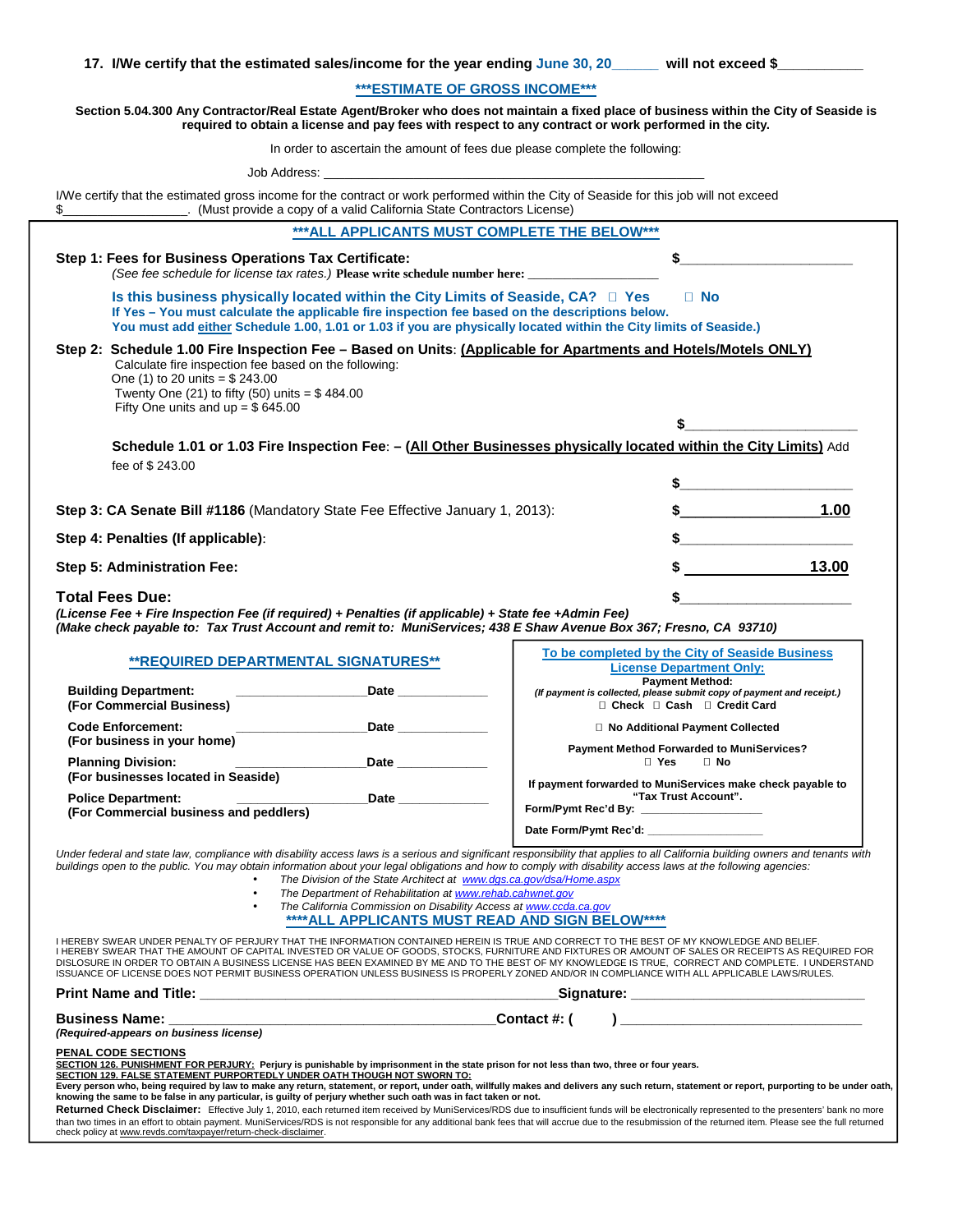**17. I/We certify that the estimated sales/income for the year ending June 30, 20______ will not exceed $___________**

**\*\*\*ESTIMATE OF GROSS INCOME\*\*\***

**Section 5.04.300 Any Contractor/Real Estate Agent/Broker who does not maintain a fixed place of business within the City of Seaside is required to obtain a license and pay fees with respect to any contract or work performed in the city.**

In order to ascertain the amount of fees due please complete the following:

Job Address: ____________________________________________________

I/We certify that the estimated gross income for the contract or work performed within the City of Seaside for this job will not exceed $_________________. (Must provide a copy of a valid California State Contractors License)

**\*\*\*ALL APPLICANTS MUST COMPLETE THE BELOW\*\*\***

**Step 1: Fees for Business Operations Tax Certificate:** $______________________
*(See fee schedule for license tax rates.)* **Please write schedule number here:** __________________

**Is this business physically located within the City Limits of Seaside, CA?** ☐ **Yes** ☐ **No**
**If Yes – You must calculate the applicable fire inspection fee based on the descriptions below.**
**You must add either Schedule 1.00, 1.01 or 1.03 if you are physically located within the City limits of Seaside.)**

**Step 2: Schedule 1.00 Fire Inspection Fee – Based on Units: (Applicable for Apartments and Hotels/Motels ONLY)**
Calculate fire inspection fee based on the following:
One (1) to 20 units = $ 243.00
Twenty One (21) to fifty (50) units = $ 484.00
Fifty One units and up = $ 645.00

$______________________

**Schedule 1.01 or 1.03 Fire Inspection Fee: – (All Other Businesses physically located within the City Limits)** Add fee of $ 243.00

$______________________

**Step 3: CA Senate Bill #1186** (Mandatory State Fee Effective January 1, 2013): $ 1.00

**Step 4: Penalties (If applicable):** $______________________

**Step 5: Administration Fee:** $ 13.00

**Total Fees Due:** $______________________
***(License Fee + Fire Inspection Fee (if required) + Penalties (if applicable) + State fee +Admin Fee)***
***(Make check payable to: Tax Trust Account and remit to: MuniServices; 438 E Shaw Avenue Box 367; Fresno, CA 93710)***

**\*\*REQUIRED DEPARTMENTAL SIGNATURES\*\***

**Building Department:** __________________ **Date** ____________
**(For Commercial Business)**

**Code Enforcement:** __________________ **Date** ____________
**(For business in your home)**

**Planning Division:** __________________ **Date** ____________
**(For businesses located in Seaside)**

**Police Department:** __________________ **Date** ____________
**(For Commercial business and peddlers)**

**To be completed by the City of Seaside Business License Department Only:**
**Payment Method:**
***(If payment is collected, please submit copy of payment and receipt.)***
☐ **Check** ☐ **Cash** ☐ **Credit Card**

☐ **No Additional Payment Collected**

**Payment Method Forwarded to MuniServices?**
☐ **Yes** ☐ **No**

**If payment forwarded to MuniServices make check payable to "Tax Trust Account".**

**Form/Pymt Rec'd By:** __________________

**Date Form/Pymt Rec'd:** __________________

*Under federal and state law, compliance with disability access laws is a serious and significant responsibility that applies to all California building owners and tenants with buildings open to the public. You may obtain information about your legal obligations and how to comply with disability access laws at the following agencies:*

- *The Division of the State Architect at www.dgs.ca.gov/dsa/Home.aspx*
- *The Department of Rehabilitation at www.rehab.cahwnet.gov*
- *The California Commission on Disability Access at www.ccda.ca.gov*

**\*\*\*\*ALL APPLICANTS MUST READ AND SIGN BELOW\*\*\*\***

I HEREBY SWEAR UNDER PENALTY OF PERJURY THAT THE INFORMATION CONTAINED HEREIN IS TRUE AND CORRECT TO THE BEST OF MY KNOWLEDGE AND BELIEF.
I HEREBY SWEAR THAT THE AMOUNT OF CAPITAL INVESTED OR VALUE OF GOODS, STOCKS, FURNITURE AND FIXTURES OR AMOUNT OF SALES OR RECEIPTS AS REQUIRED FOR DISLOSURE IN ORDER TO OBTAIN A BUSINESS LICENSE HAS BEEN EXAMINED BY ME AND TO THE BEST OF MY KNOWLEDGE IS TRUE, CORRECT AND COMPLETE. I UNDERSTAND ISSUANCE OF LICENSE DOES NOT PERMIT BUSINESS OPERATION UNLESS BUSINESS IS PROPERLY ZONED AND/OR IN COMPLIANCE WITH ALL APPLICABLE LAWS/RULES.

**Print Name and Title:** ______________________________________________ **Signature:** ______________________________

**Business Name:** ___________________________________________ **Contact #: (** **)** ______________________________
***(Required-appears on business license)***

**PENAL CODE SECTIONS**

**SECTION 126. PUNISHMENT FOR PERJURY: Perjury is punishable by imprisonment in the state prison for not less than two, three or four years.**

**SECTION 129. FALSE STATEMENT PURPORTEDLY UNDER OATH THOUGH NOT SWORN TO:**
**Every person who, being required by law to make any return, statement, or report, under oath, willfully makes and delivers any such return, statement or report, purporting to be under oath, knowing the same to be false in any particular, is guilty of perjury whether such oath was in fact taken or not.**

**Returned Check Disclaimer:** Effective July 1, 2010, each returned item received by MuniServices/RDS due to insufficient funds will be electronically represented to the presenters' bank no more than two times in an effort to obtain payment. MuniServices/RDS is not responsible for any additional bank fees that will accrue due to the resubmission of the returned item. Please see the full returned check policy at www.revds.com/taxpayer/return-check-disclaimer.